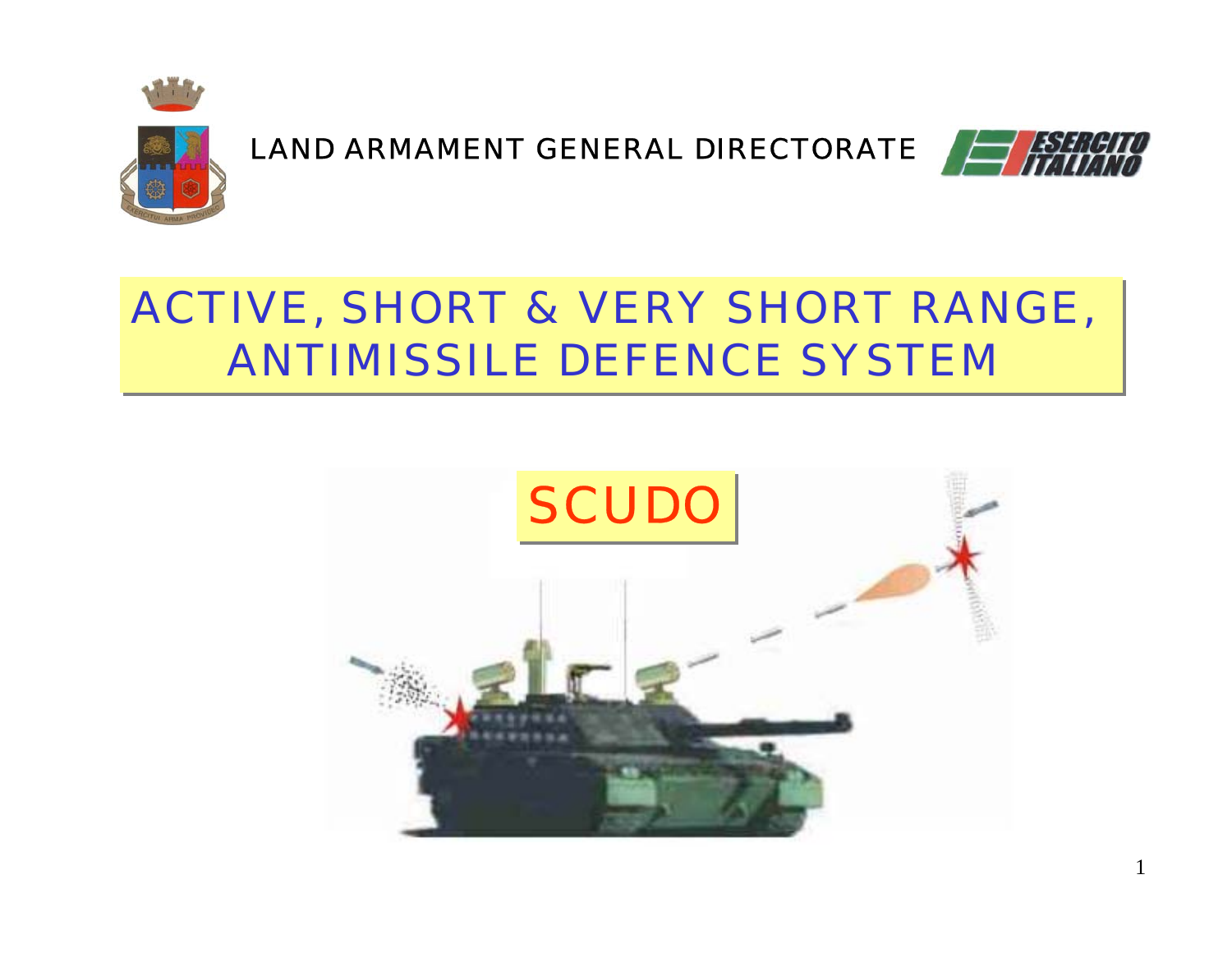LAND ARMAMENT GENERAL DIRECTORATE

# ACTIVE, SHORT & VERY SHORT RANGE, ANTIMISSILE DEFENCE SYSTEM

## SCUDO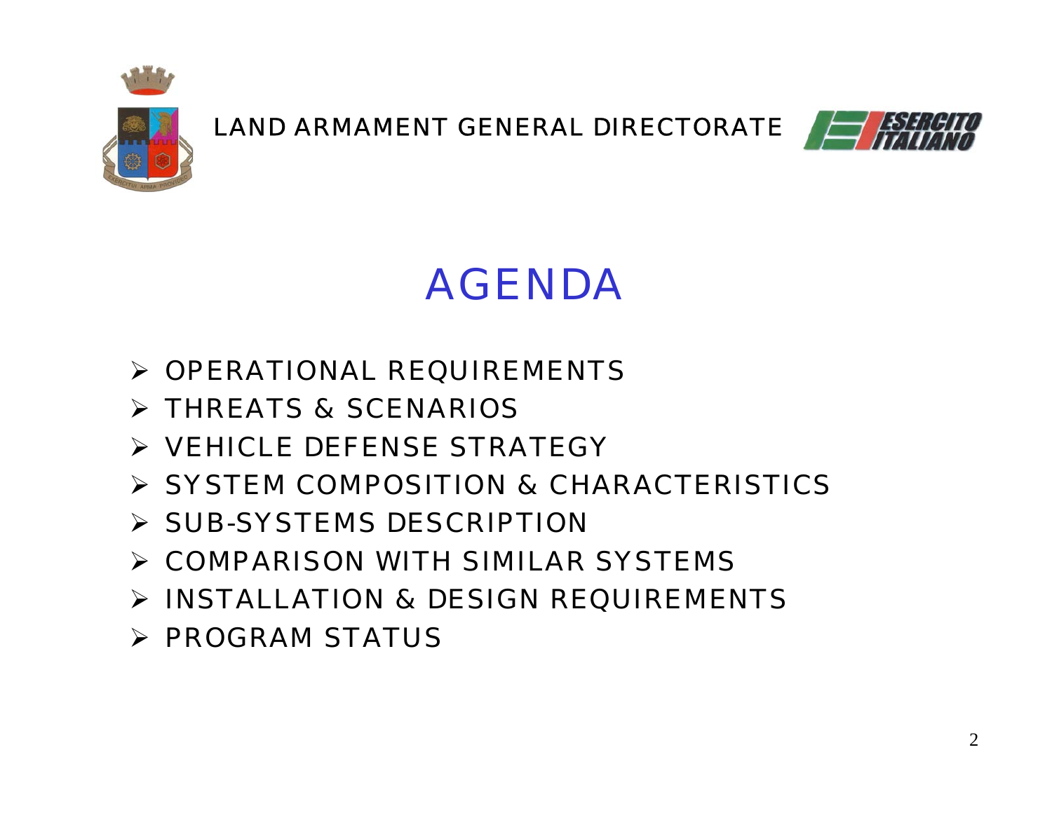LAND ARMAMENT GENERAL DIRECTORATE

# AGENDA

- OPERATIONAL REQUIREMENTS
- THREATS & SCENARIOS
- VEHICLE DEFENSE STRATEGY
- SYSTEM COMPOSITION & CHARACTERISTICS
- SUB-SYSTEMS DESCRIPTION
- COMPARISON WITH SIMILAR SYSTEMS
- INSTALLATION & DESIGN REQUIREMENTS
- PROGRAM STATUS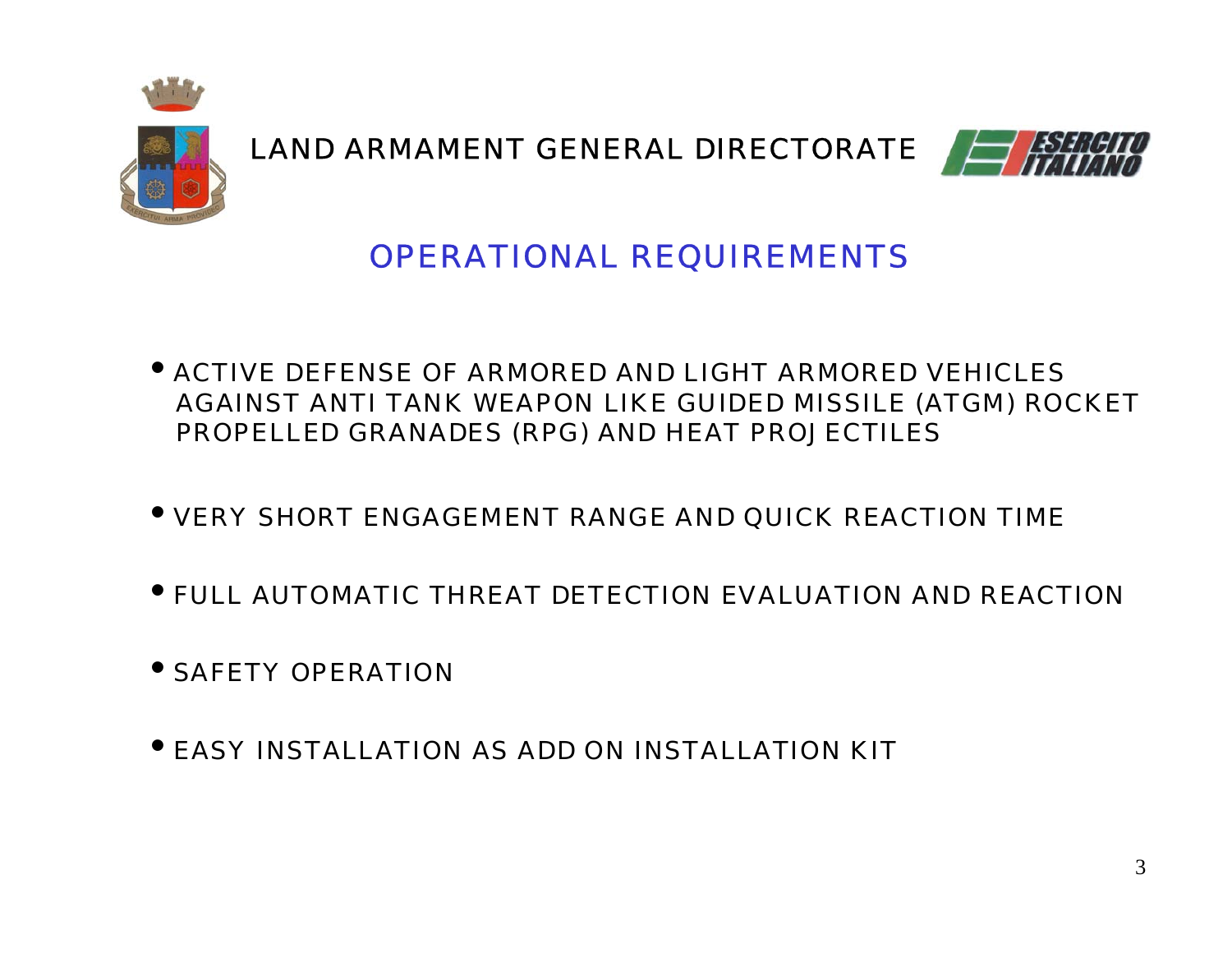LAND ARMAMENT GENERAL DIRECTORATE

## OPERATIONAL REQUIREMENTS

- ACTIVE DEFENSE OF ARMORED AND LIGHT ARMORED VEHICLES AGAINST ANTI TANK WEAPON LIKE GUIDED MISSILE (ATGM) ROCKET PROPELLED GRANADES (RPG) AND HEAT PROJECTILES
- VERY SHORT ENGAGEMENT RANGE AND QUICK REACTION TIME
- FULL AUTOMATIC THREAT DETECTION EVALUATION AND REACTION
- SAFETY OPERATION
- EASY INSTALLATION AS ADD ON INSTALLATION KIT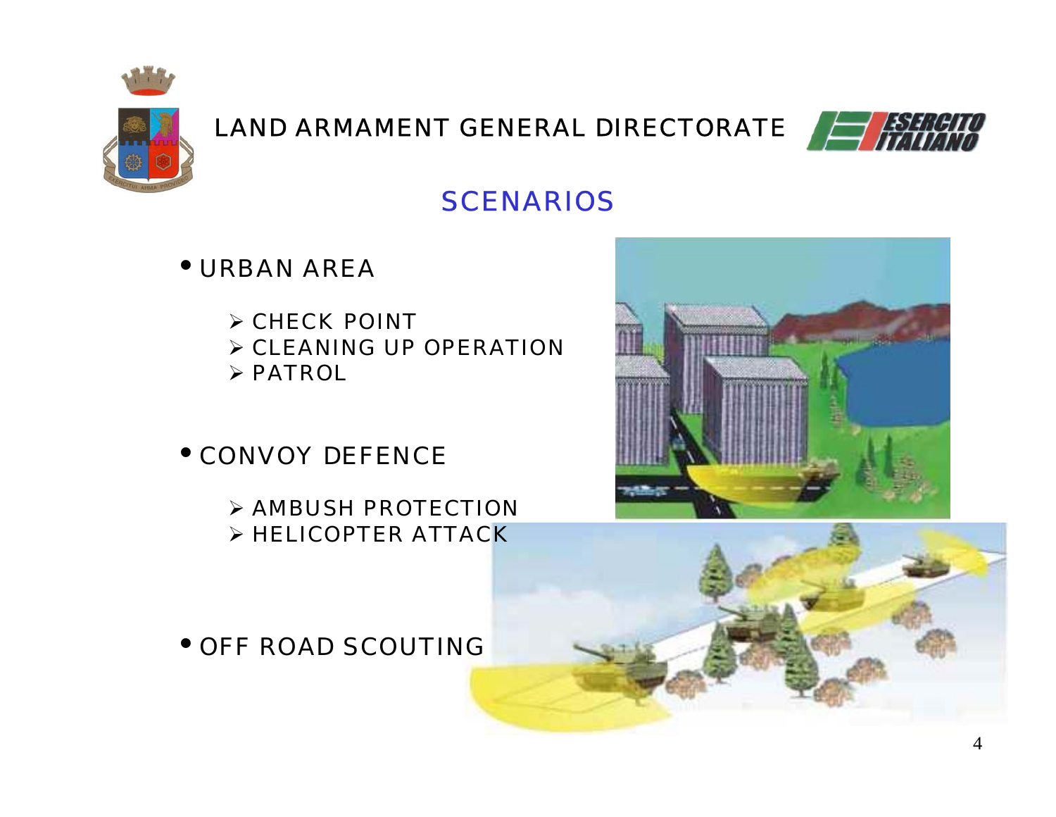LAND ARMAMENT GENERAL DIRECTORATE

## SCENARIOS

- URBAN AREA
  - CHECK POINT
  - CLEANING UP OPERATION
  - PATROL

- CONVOY DEFENCE
  - AMBUSH PROTECTION
  - HELICOPTER ATTACK

- OFF ROAD SCOUTING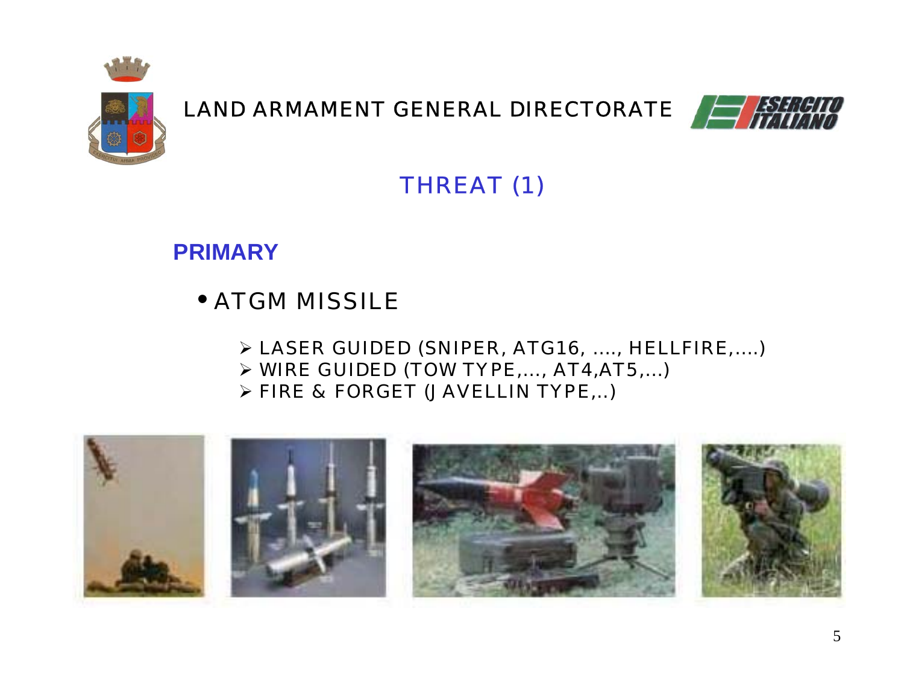LAND ARMAMENT GENERAL DIRECTORATE

# THREAT (1)

## PRIMARY

- ATGM MISSILE
  - LASER GUIDED (SNIPER, ATG16, ...., HELLFIRE,....)
  - WIRE GUIDED (TOW TYPE,...., AT4,AT5,...)
  - FIRE & FORGET (JAVELLIN TYPE,..)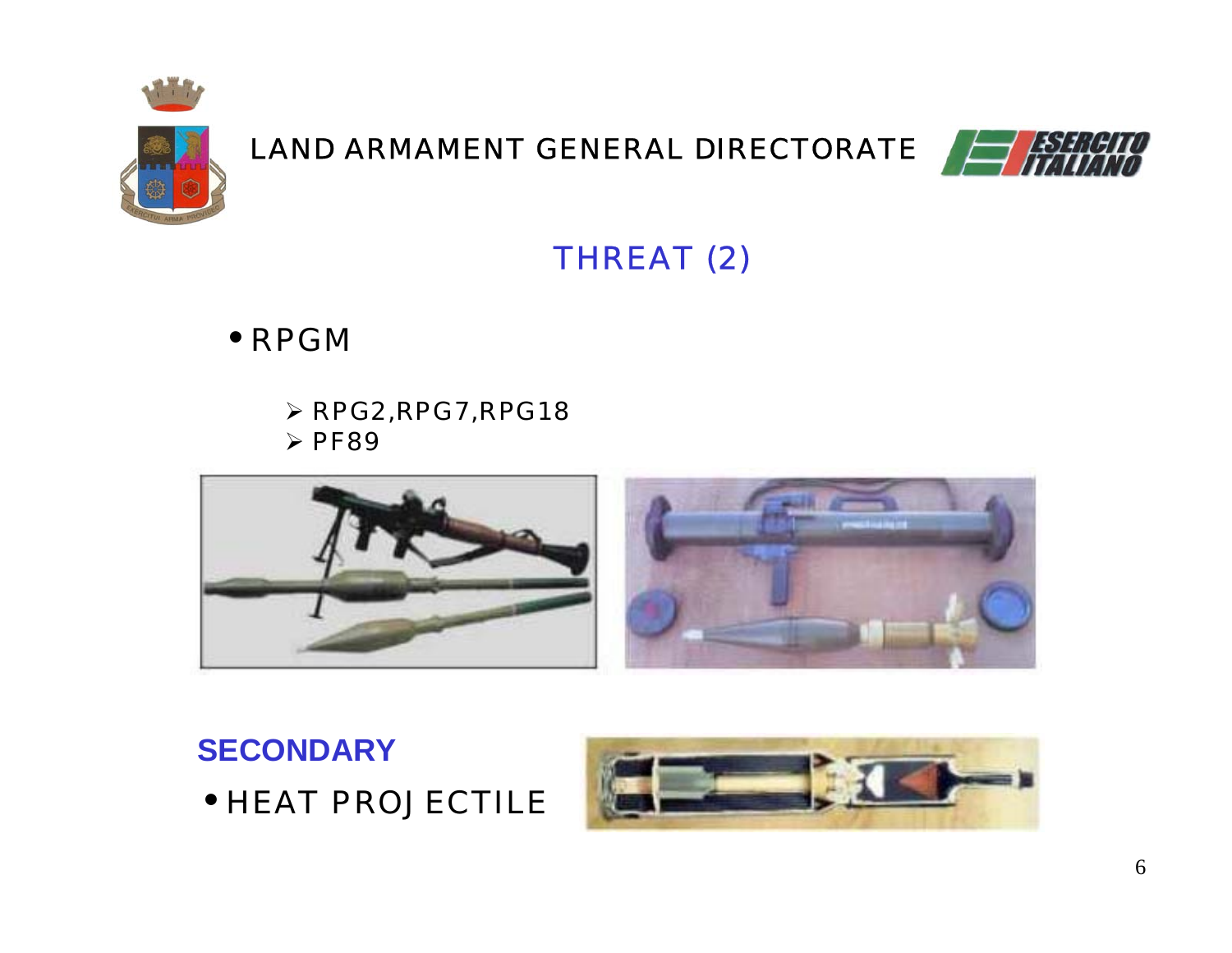LAND ARMAMENT GENERAL DIRECTORATE

## THREAT (2)

- RPGM
  - RPG2,RPG7,RPG18
  - PF89

**SECONDARY**

- HEAT PROJECTILE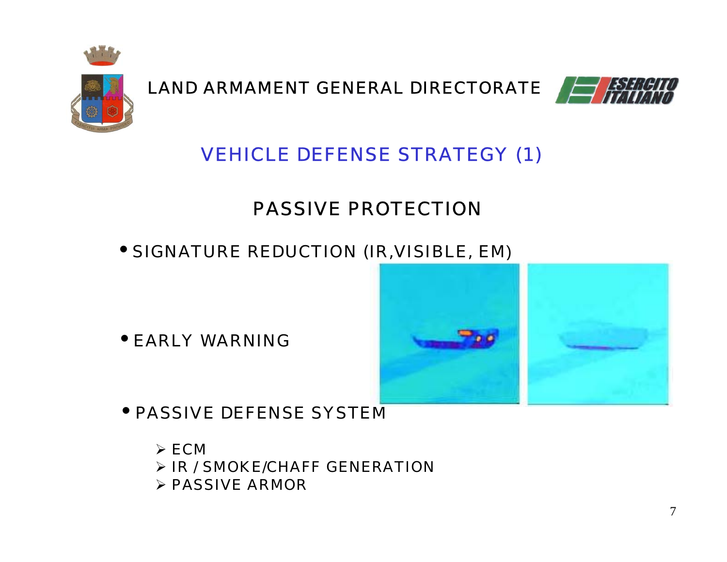LAND ARMAMENT GENERAL DIRECTORATE

## VEHICLE DEFENSE STRATEGY (1)

### PASSIVE PROTECTION

- SIGNATURE REDUCTION (IR,VISIBLE, EM)
- EARLY WARNING
- PASSIVE DEFENSE SYSTEM
  - ECM
  - IR / SMOKE/CHAFF GENERATION
  - PASSIVE ARMOR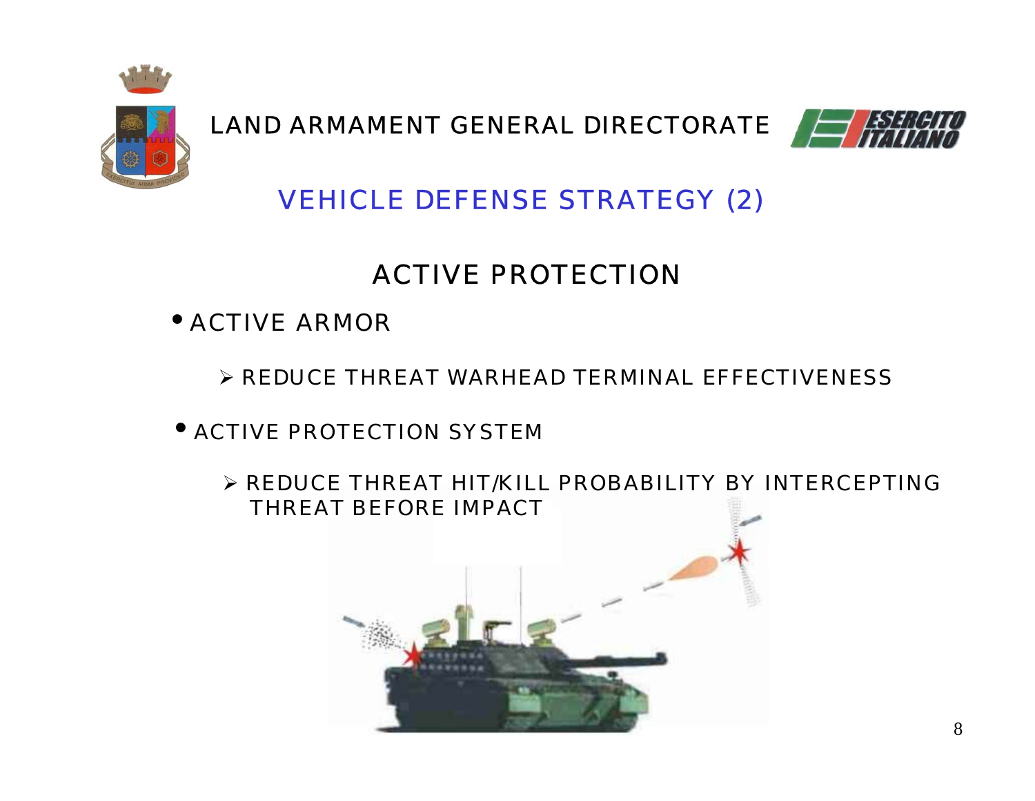LAND ARMAMENT GENERAL DIRECTORATE

# VEHICLE DEFENSE STRATEGY (2)

## ACTIVE PROTECTION

- ACTIVE ARMOR
  - REDUCE THREAT WARHEAD TERMINAL EFFECTIVENESS
- ACTIVE PROTECTION SYSTEM
  - REDUCE THREAT HIT/KILL PROBABILITY BY INTERCEPTING THREAT BEFORE IMPACT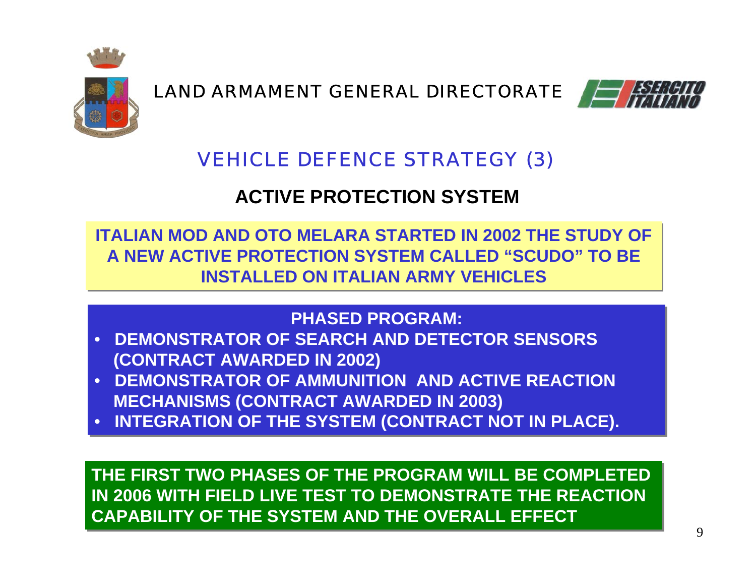LAND ARMAMENT GENERAL DIRECTORATE

ESERCITO ITALIANO

# VEHICLE DEFENCE STRATEGY (3)

## ACTIVE PROTECTION SYSTEM

**ITALIAN MOD AND OTO MELARA STARTED IN 2002 THE STUDY OF A NEW ACTIVE PROTECTION SYSTEM CALLED “SCUDO” TO BE INSTALLED ON ITALIAN ARMY VEHICLES**

**PHASED PROGRAM:**

- **DEMONSTRATOR OF SEARCH AND DETECTOR SENSORS (CONTRACT AWARDED IN 2002)**
- **DEMONSTRATOR OF AMMUNITION AND ACTIVE REACTION MECHANISMS (CONTRACT AWARDED IN 2003)**
- **INTEGRATION OF THE SYSTEM (CONTRACT NOT IN PLACE).**

**THE FIRST TWO PHASES OF THE PROGRAM WILL BE COMPLETED IN 2006 WITH FIELD LIVE TEST TO DEMONSTRATE THE REACTION CAPABILITY OF THE SYSTEM AND THE OVERALL EFFECT**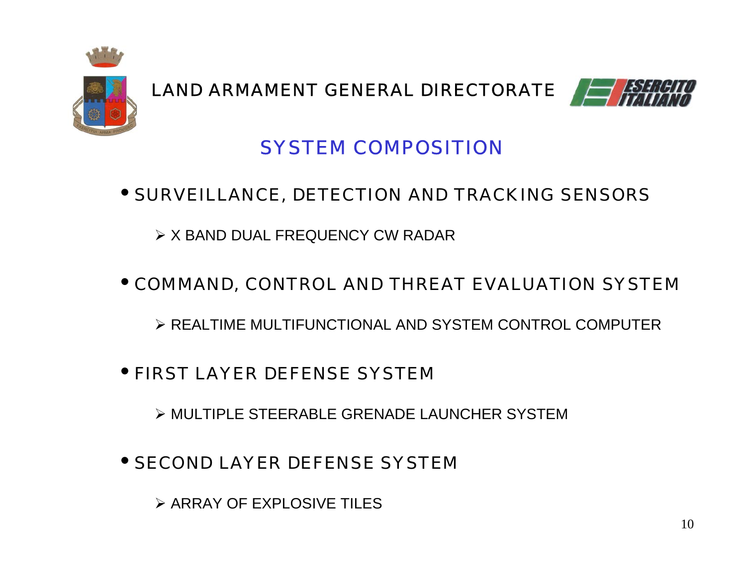LAND ARMAMENT GENERAL DIRECTORATE

ESERCITO ITALIANO

## SYSTEM COMPOSITION

- SURVEILLANCE, DETECTION AND TRACKING SENSORS
  - X BAND DUAL FREQUENCY CW RADAR
- COMMAND, CONTROL AND THREAT EVALUATION SYSTEM
  - REALTIME MULTIFUNCTIONAL AND SYSTEM CONTROL COMPUTER
- FIRST LAYER DEFENSE SYSTEM
  - MULTIPLE STEERABLE GRENADE LAUNCHER SYSTEM
- SECOND LAYER DEFENSE SYSTEM
  - ARRAY OF EXPLOSIVE TILES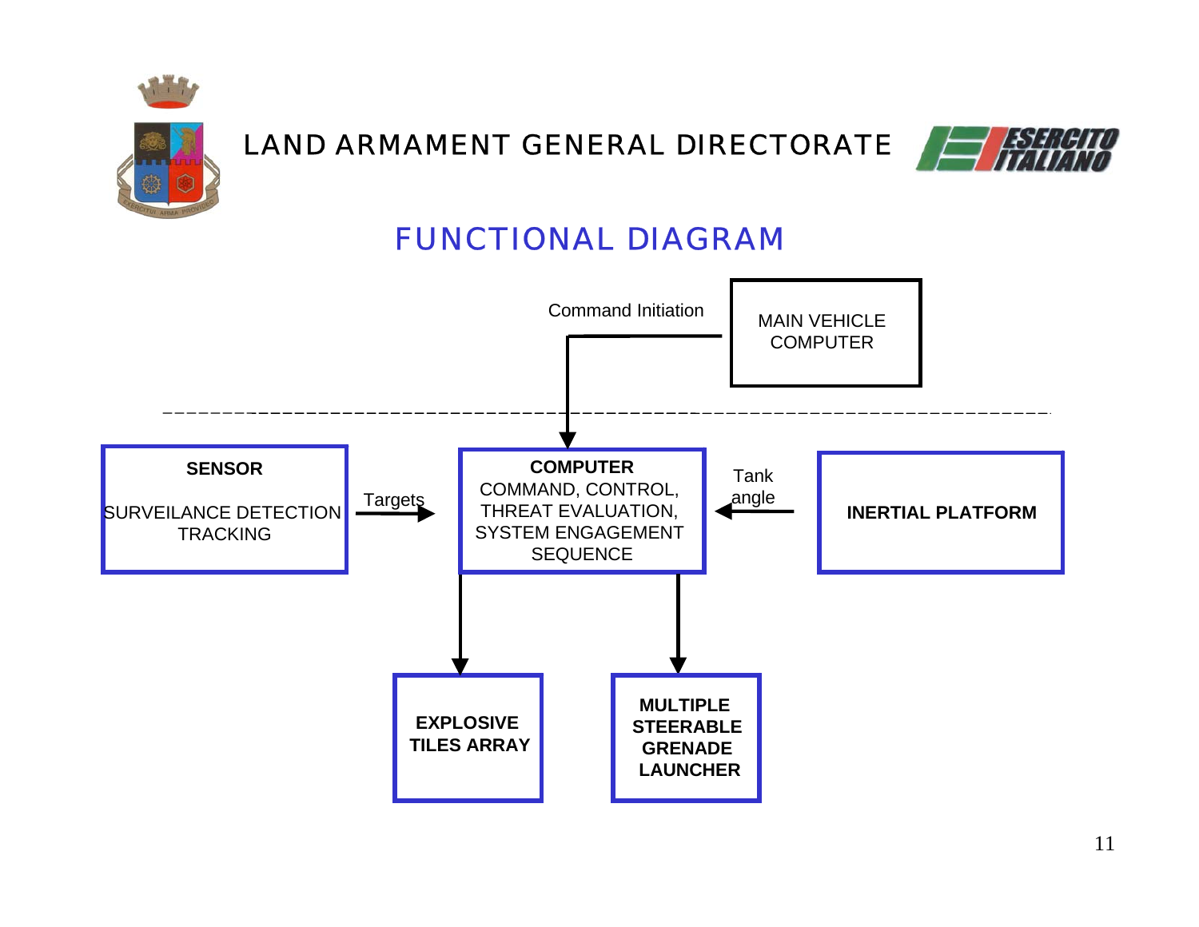LAND ARMAMENT GENERAL DIRECTORATE

ESERCITO ITALIANO

# FUNCTIONAL DIAGRAM

Command Initiation

MAIN VEHICLE COMPUTER

**SENSOR**

SURVEILANCE DETECTION TRACKING

Targets

**COMPUTER**

COMMAND, CONTROL, THREAT EVALUATION, SYSTEM ENGAGEMENT SEQUENCE

Tank angle

**INERTIAL PLATFORM**

**EXPLOSIVE TILES ARRAY**

**MULTIPLE STEERABLE GRENADE LAUNCHER**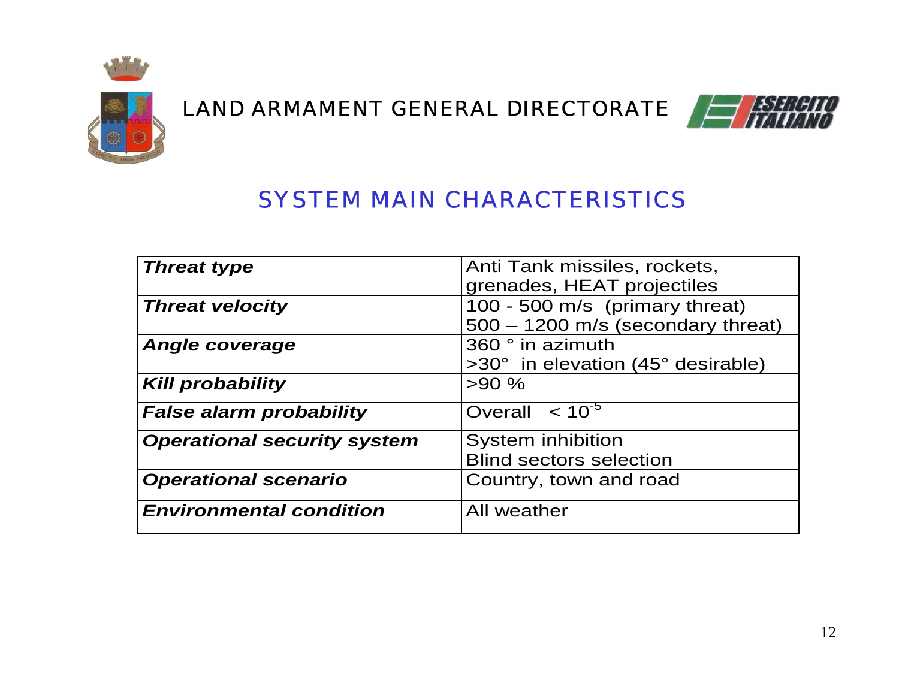LAND ARMAMENT GENERAL DIRECTORATE

## SYSTEM MAIN CHARACTERISTICS

| | |
|---|---|
| ***Threat type*** | Anti Tank missiles, rockets, grenades, HEAT projectiles |
| ***Threat velocity*** | 100 - 500 m/s (primary threat)<br>500 – 1200 m/s (secondary threat) |
| ***Angle coverage*** | 360 ° in azimuth<br>>30° in elevation (45° desirable) |
| ***Kill probability*** | >90 % |
| ***False alarm probability*** | Overall $< 10^{-5}$ |
| ***Operational security system*** | System inhibition<br>Blind sectors selection |
| ***Operational scenario*** | Country, town and road |
| ***Environmental condition*** | All weather |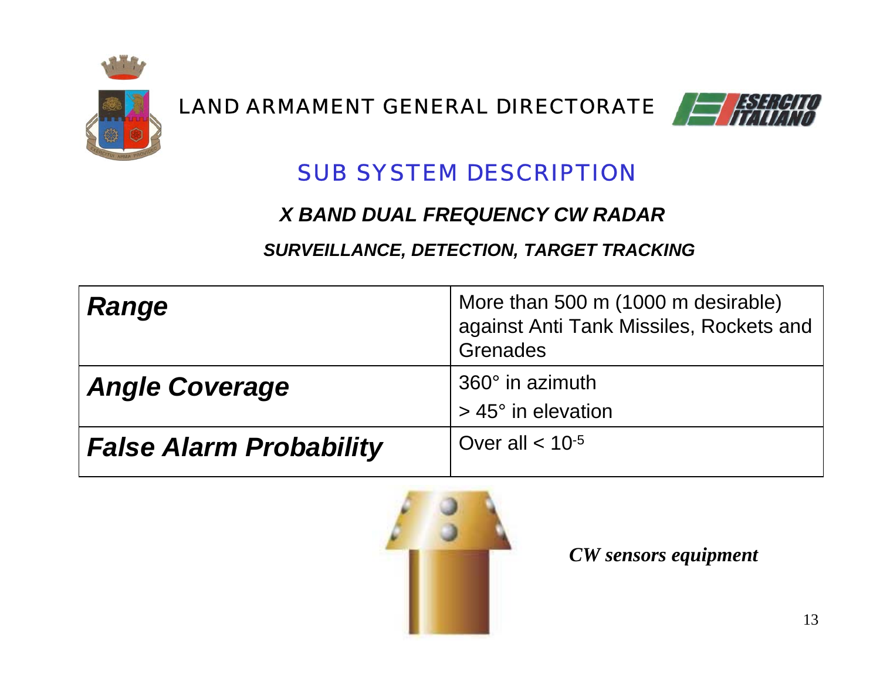LAND ARMAMENT GENERAL DIRECTORATE

## SUB SYSTEM DESCRIPTION

### *X BAND DUAL FREQUENCY CW RADAR*

***SURVEILLANCE, DETECTION, TARGET TRACKING***

| | |
|---|---|
| ***Range*** | More than 500 m (1000 m desirable) against Anti Tank Missiles, Rockets and Grenades |
| ***Angle Coverage*** | 360° in azimuth<br>> 45° in elevation |
| ***False Alarm Probability*** | Over all < $10^{-5}$ |

*CW sensors equipment*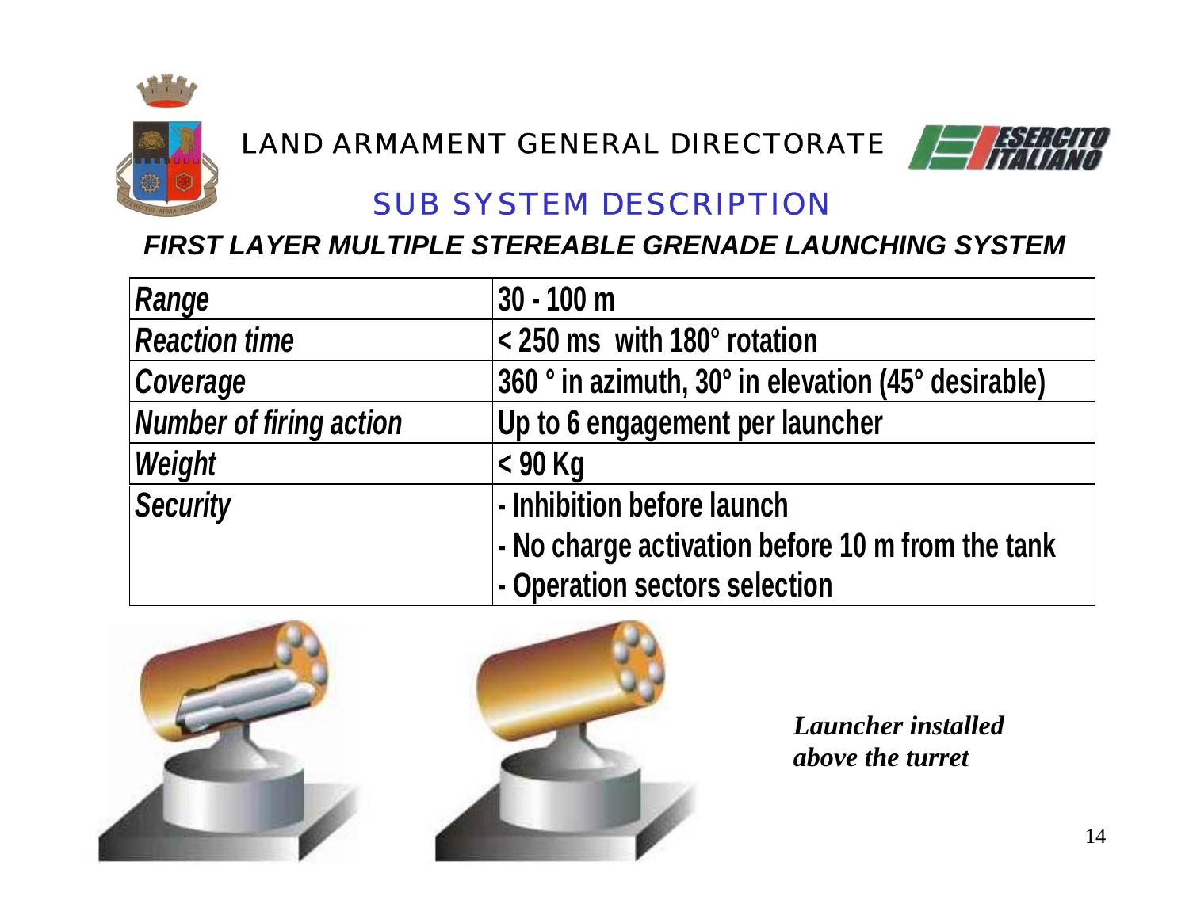LAND ARMAMENT GENERAL DIRECTORATE

## SUB SYSTEM DESCRIPTION

### *FIRST LAYER MULTIPLE STEREABLE GRENADE LAUNCHING SYSTEM*

| | |
|---|---|
| *Range* | **30 - 100 m** |
| *Reaction time* | **< 250 ms  with 180° rotation** |
| *Coverage* | **360 ° in azimuth, 30° in elevation (45° desirable)** |
| *Number of firing action* | **Up to 6 engagement per launcher** |
| *Weight* | **< 90 Kg** |
| *Security* | **- Inhibition before launch**<br>**- No charge activation before 10 m from the tank**<br>**- Operation sectors selection** |

*Launcher installed above the turret*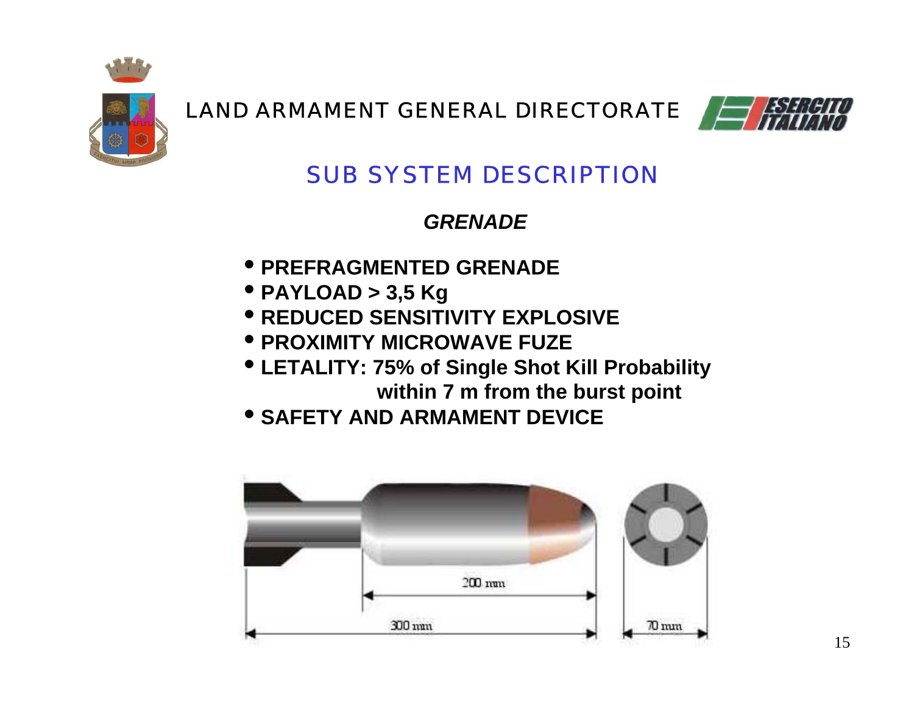LAND ARMAMENT GENERAL DIRECTORATE

ESERCITO ITALIANO

## SUB SYSTEM DESCRIPTION

### *GRENADE*

- **PREFRAGMENTED GRENADE**
- **PAYLOAD > 3,5 Kg**
- **REDUCED SENSITIVITY EXPLOSIVE**
- **PROXIMITY MICROWAVE FUZE**
- **LETALITY: 75% of Single Shot Kill Probability within 7 m from the burst point**
- **SAFETY AND ARMAMENT DEVICE**

200 mm

300 mm

70 mm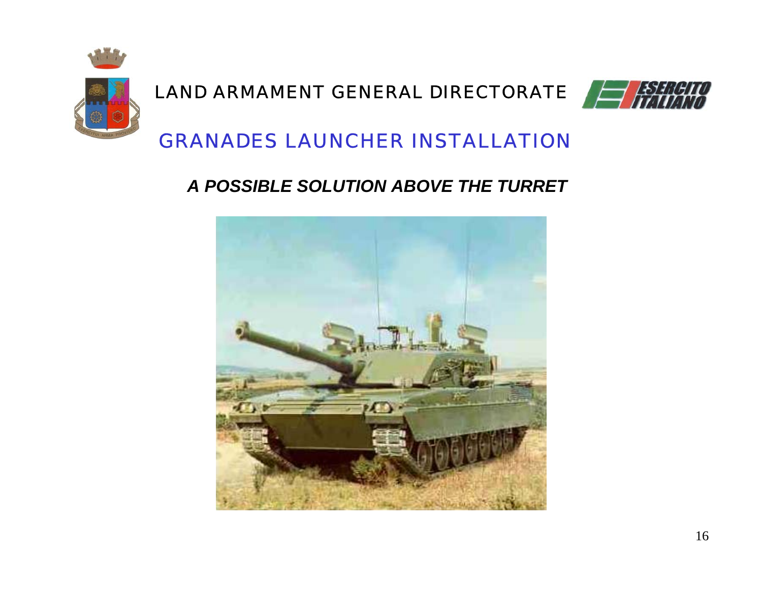LAND ARMAMENT GENERAL DIRECTORATE

# GRANADES LAUNCHER INSTALLATION

### *A POSSIBLE SOLUTION ABOVE THE TURRET*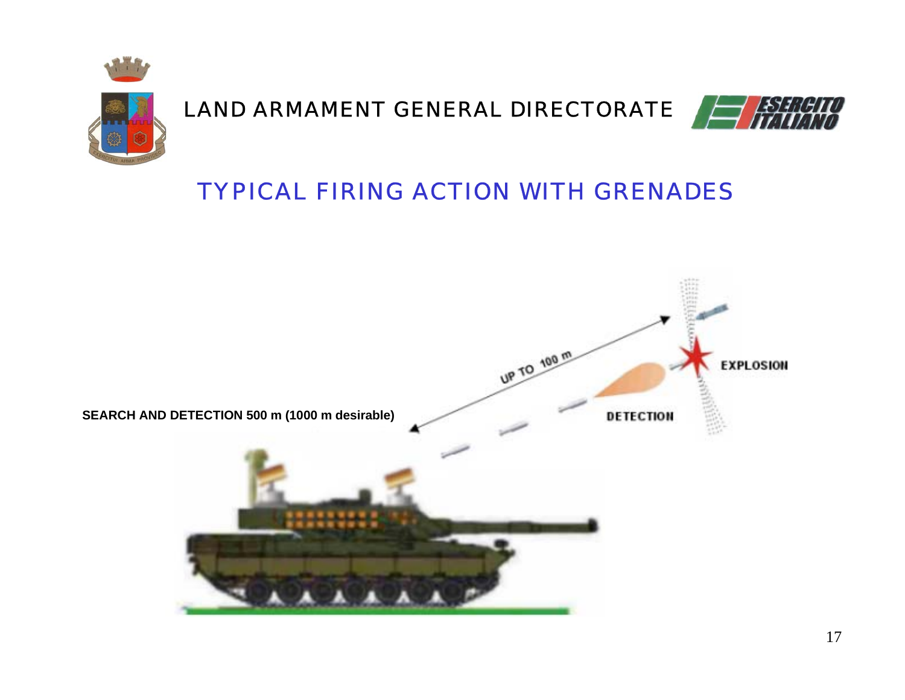LAND ARMAMENT GENERAL DIRECTORATE

## TYPICAL FIRING ACTION WITH GRENADES

SEARCH AND DETECTION 500 m (1000 m desirable)

UP TO 100 m

DETECTION

EXPLOSION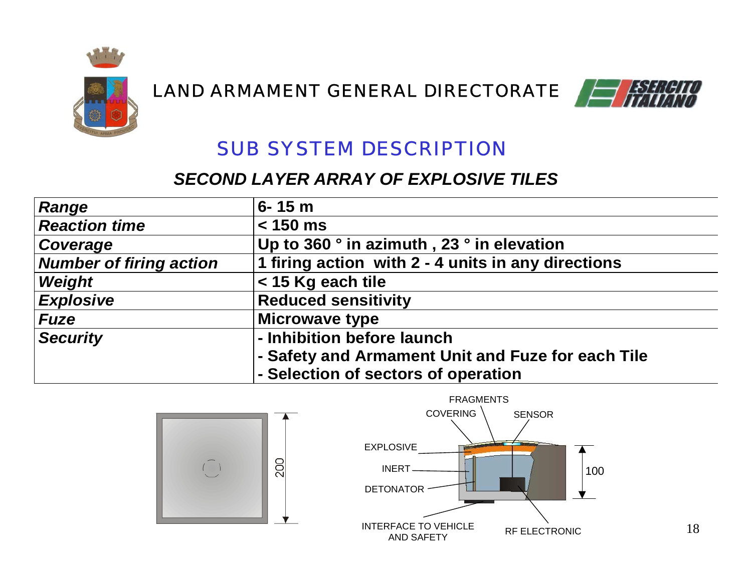LAND ARMAMENT GENERAL DIRECTORATE

# SUB SYSTEM DESCRIPTION

## *SECOND LAYER ARRAY OF EXPLOSIVE TILES*

| | |
|---|---|
| ***Range*** | **6- 15 m** |
| ***Reaction time*** | **< 150 ms** |
| ***Coverage*** | **Up to 360 ° in azimuth , 23 ° in elevation** |
| ***Number of firing action*** | **1 firing action with 2 - 4 units in any directions** |
| ***Weight*** | **< 15 Kg each tile** |
| ***Explosive*** | **Reduced sensitivity** |
| ***Fuze*** | **Microwave type** |
| ***Security*** | **- Inhibition before launch**<br>**- Safety and Armament Unit and Fuze for each Tile**<br>**- Selection of sectors of operation** |

200

FRAGMENTS
COVERING
SENSOR
EXPLOSIVE
INERT
DETONATOR
100
INTERFACE TO VEHICLE AND SAFETY
RF ELECTRONIC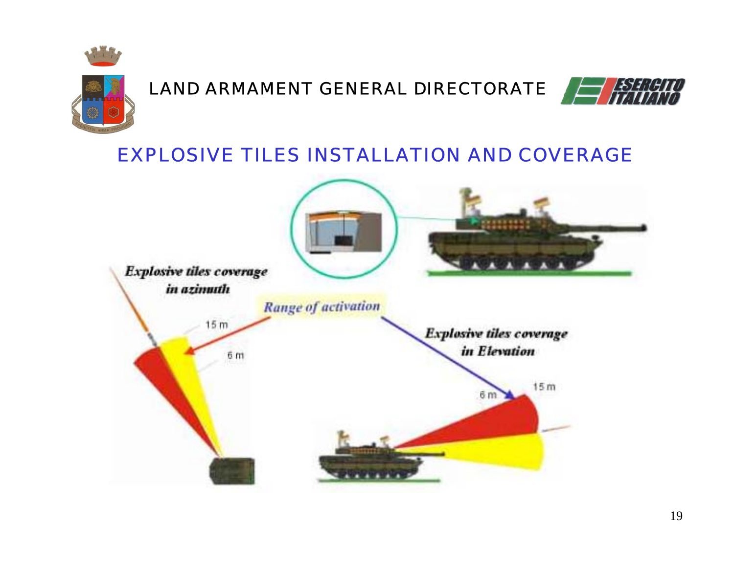LAND ARMAMENT GENERAL DIRECTORATE

# EXPLOSIVE TILES INSTALLATION AND COVERAGE

*Explosive tiles coverage in azimuth*

*Range of activation*

15 m

6 m

*Explosive tiles coverage in Elevation*

6 m

15 m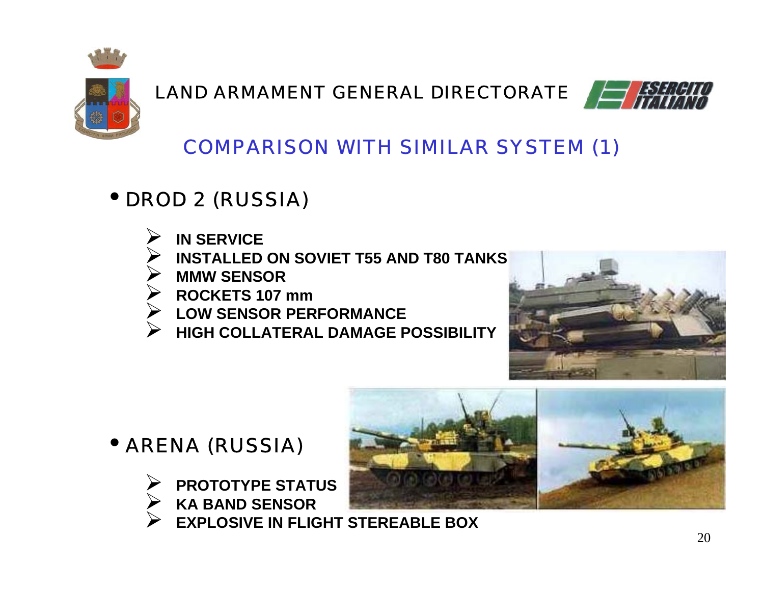LAND ARMAMENT GENERAL DIRECTORATE

## COMPARISON WITH SIMILAR SYSTEM (1)

- DROD 2 (RUSSIA)
  - **IN SERVICE**
  - **INSTALLED ON SOVIET T55 AND T80 TANKS**
  - **MMW SENSOR**
  - **ROCKETS 107 mm**
  - **LOW SENSOR PERFORMANCE**
  - **HIGH COLLATERAL DAMAGE POSSIBILITY**

- ARENA (RUSSIA)
  - **PROTOTYPE STATUS**
  - **KA BAND SENSOR**
  - **EXPLOSIVE IN FLIGHT STEREABLE BOX**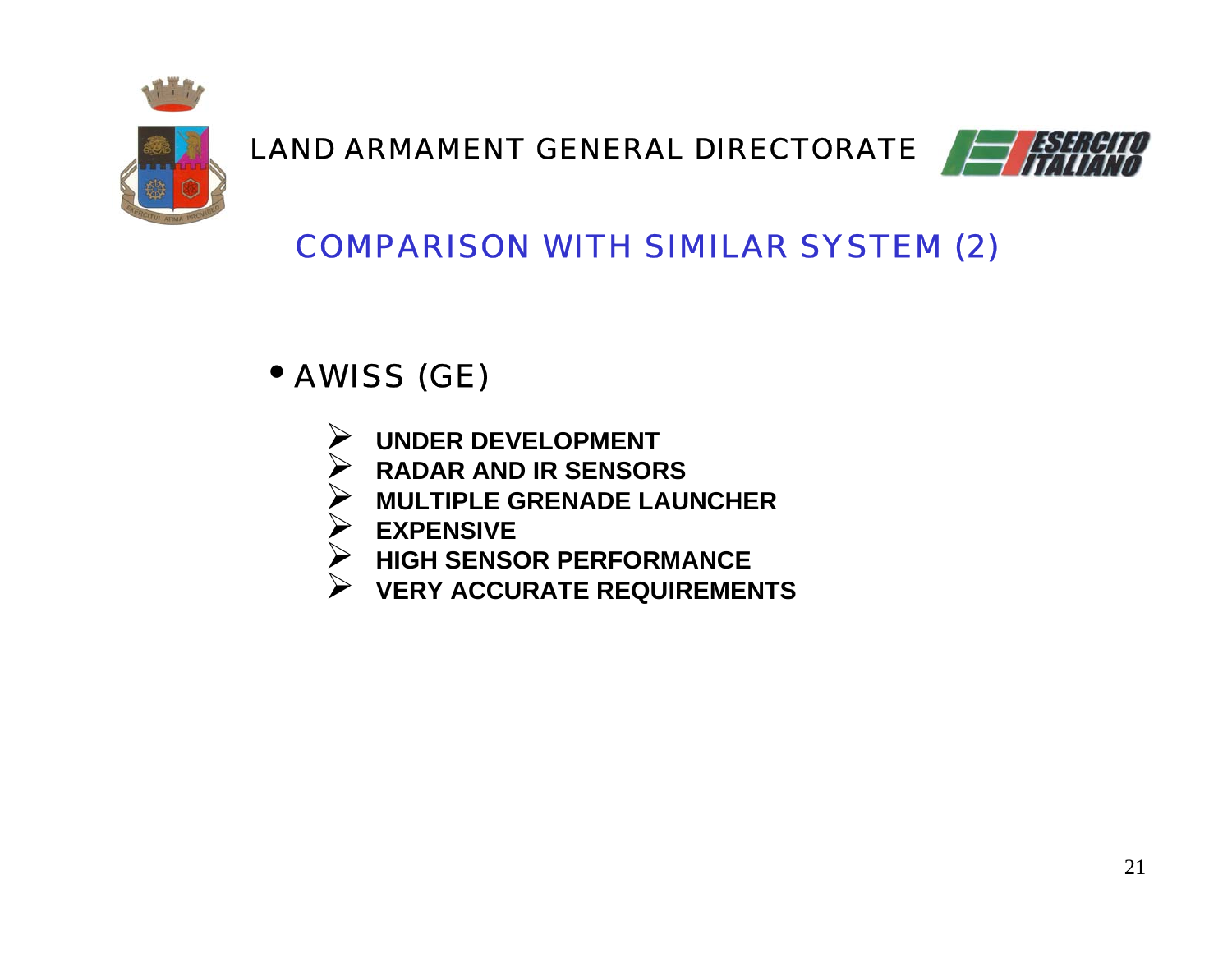LAND ARMAMENT GENERAL DIRECTORATE

## COMPARISON WITH SIMILAR SYSTEM (2)

- AWISS (GE)
  - **UNDER DEVELOPMENT**
  - **RADAR AND IR SENSORS**
  - **MULTIPLE GRENADE LAUNCHER**
  - **EXPENSIVE**
  - **HIGH SENSOR PERFORMANCE**
  - **VERY ACCURATE REQUIREMENTS**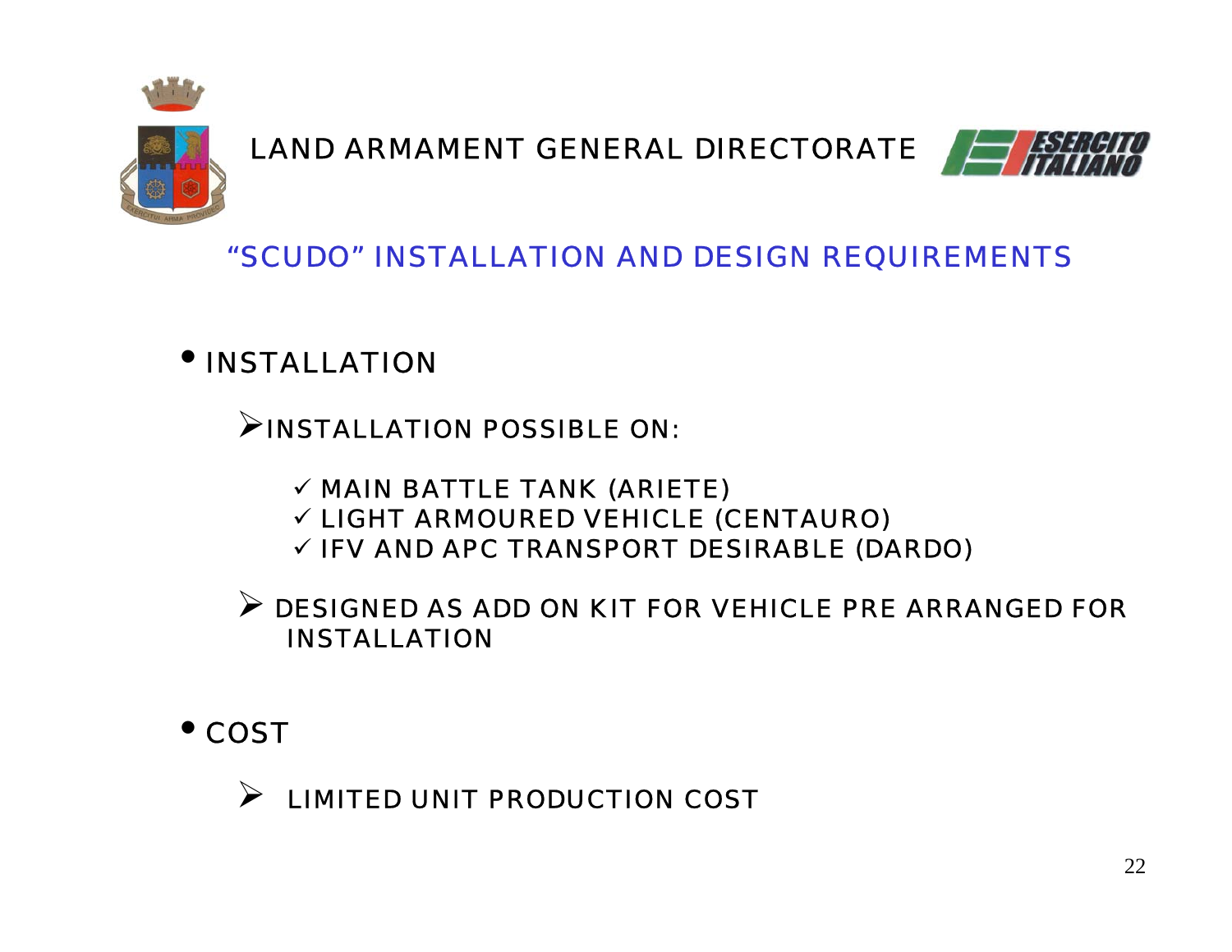LAND ARMAMENT GENERAL DIRECTORATE

## "SCUDO" INSTALLATION AND DESIGN REQUIREMENTS

- INSTALLATION
  - INSTALLATION POSSIBLE ON:
    - ✓ MAIN BATTLE TANK (ARIETE)
    - ✓ LIGHT ARMOURED VEHICLE (CENTAURO)
    - ✓ IFV AND APC TRANSPORT DESIRABLE (DARDO)
  - DESIGNED AS ADD ON KIT FOR VEHICLE PRE ARRANGED FOR INSTALLATION
- COST
  - LIMITED UNIT PRODUCTION COST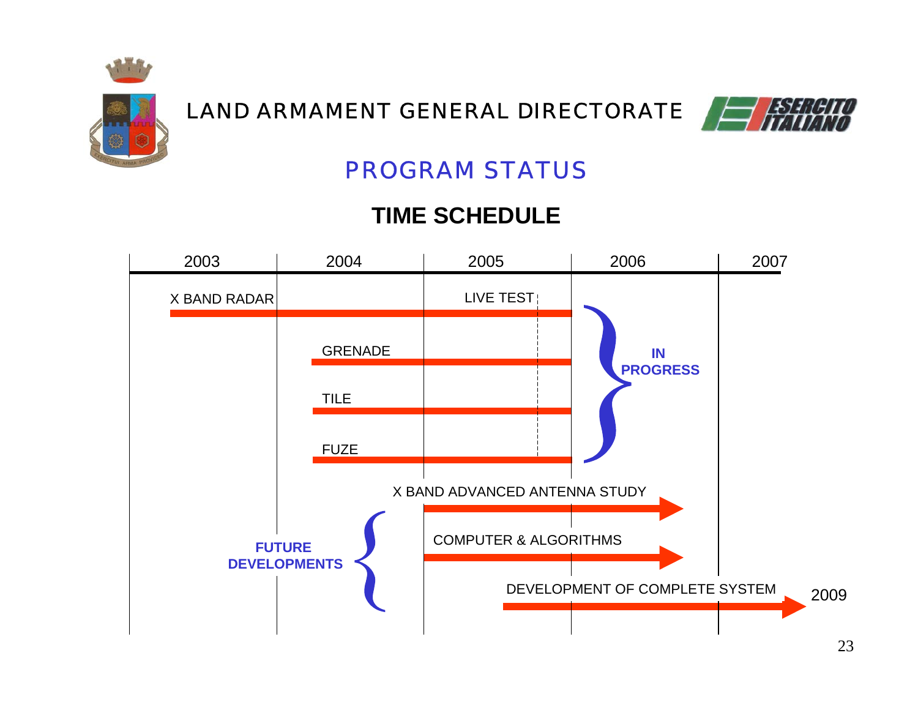LAND ARMAMENT GENERAL DIRECTORATE

ESERCITO ITALIANO

# PROGRAM STATUS

## TIME SCHEDULE

2003
2004
2005
2006
2007

X BAND RADAR
LIVE TEST
GRENADE
TILE
FUZE

**IN PROGRESS**

X BAND ADVANCED ANTENNA STUDY
COMPUTER & ALGORITHMS
DEVELOPMENT OF COMPLETE SYSTEM
2009

**FUTURE DEVELOPMENTS**